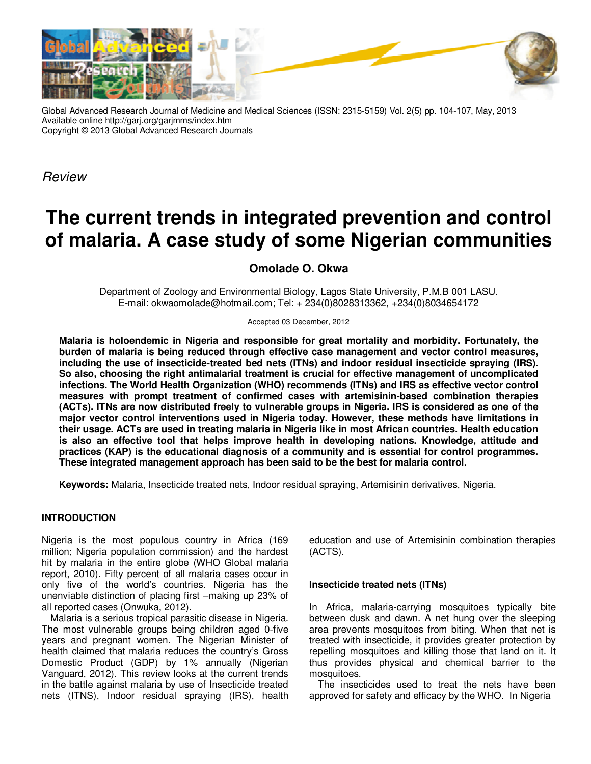Global Advanced Research Journal of Medicine and Medical Sciences (ISSN: 2315-5159) Vol. 2(5) pp. 104-107, May, 2013
Available online http://garj.org/garjmms/index.htm
Copyright © 2013 Global Advanced Research Journals

*Review*

# The current trends in integrated prevention and control of malaria. A case study of some Nigerian communities

**Omolade O. Okwa**

Department of Zoology and Environmental Biology, Lagos State University, P.M.B 001 LASU.
E-mail: okwaomolade@hotmail.com; Tel: + 234(0)8028313362, +234(0)8034654172

Accepted 03 December, 2012

**Malaria is holoendemic in Nigeria and responsible for great mortality and morbidity. Fortunately, the burden of malaria is being reduced through effective case management and vector control measures, including the use of insecticide-treated bed nets (ITNs) and indoor residual insecticide spraying (IRS). So also, choosing the right antimalarial treatment is crucial for effective management of uncomplicated infections. The World Health Organization (WHO) recommends (ITNs) and IRS as effective vector control measures with prompt treatment of confirmed cases with artemisinin-based combination therapies (ACTs). ITNs are now distributed freely to vulnerable groups in Nigeria. IRS is considered as one of the major vector control interventions used in Nigeria today. However, these methods have limitations in their usage. ACTs are used in treating malaria in Nigeria like in most African countries. Health education is also an effective tool that helps improve health in developing nations. Knowledge, attitude and practices (KAP) is the educational diagnosis of a community and is essential for control programmes. These integrated management approach has been said to be the best for malaria control.**

**Keywords:** Malaria, Insecticide treated nets, Indoor residual spraying, Artemisinin derivatives, Nigeria.

## INTRODUCTION

Nigeria is the most populous country in Africa (169 million; Nigeria population commission) and the hardest hit by malaria in the entire globe (WHO Global malaria report, 2010). Fifty percent of all malaria cases occur in only five of the world's countries. Nigeria has the unenviable distinction of placing first –making up 23% of all reported cases (Onwuka, 2012).

Malaria is a serious tropical parasitic disease in Nigeria. The most vulnerable groups being children aged 0-five years and pregnant women. The Nigerian Minister of health claimed that malaria reduces the country's Gross Domestic Product (GDP) by 1% annually (Nigerian Vanguard, 2012). This review looks at the current trends in the battle against malaria by use of Insecticide treated nets (ITNS), Indoor residual spraying (IRS), health education and use of Artemisinin combination therapies (ACTS).

### Insecticide treated nets (ITNs)

In Africa, malaria-carrying mosquitoes typically bite between dusk and dawn. A net hung over the sleeping area prevents mosquitoes from biting. When that net is treated with insecticide, it provides greater protection by repelling mosquitoes and killing those that land on it. It thus provides physical and chemical barrier to the mosquitoes.

The insecticides used to treat the nets have been approved for safety and efficacy by the WHO. In Nigeria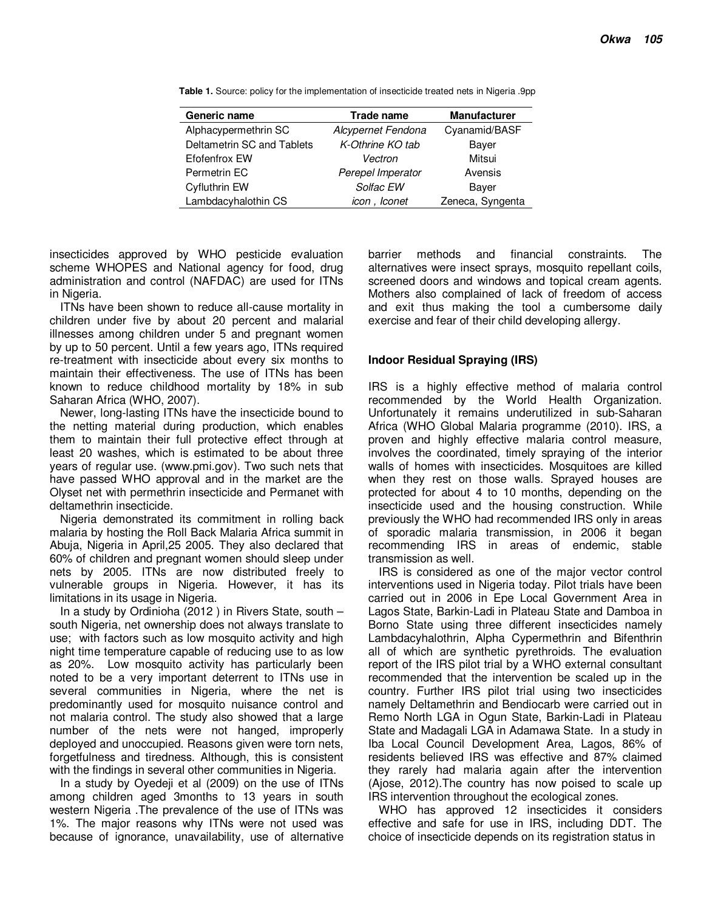**Table 1.** Source: policy for the implementation of insecticide treated nets in Nigeria .9pp

| Generic name | Trade name | Manufacturer |
|---|---|---|
| Alphacypermethrin SC | *Alcypernet Fendona* | Cyanamid/BASF |
| Deltamethrin SC and Tablets | *K-Othrine KO tab* | Bayer |
| Efofenfrox EW | *Vectron* | Mitsui |
| Permetrin EC | *Perepel Imperator* | Avensis |
| Cyfluthrin EW | *Solfac EW* | Bayer |
| Lambdacyhalothin CS | *icon , Iconet* | Zeneca, Syngenta |

insecticides approved by WHO pesticide evaluation scheme WHOPES and National agency for food, drug administration and control (NAFDAC) are used for ITNs in Nigeria.

ITNs have been shown to reduce all-cause mortality in children under five by about 20 percent and malarial illnesses among children under 5 and pregnant women by up to 50 percent. Until a few years ago, ITNs required re-treatment with insecticide about every six months to maintain their effectiveness. The use of ITNs has been known to reduce childhood mortality by 18% in sub Saharan Africa (WHO, 2007).

Newer, long-lasting ITNs have the insecticide bound to the netting material during production, which enables them to maintain their full protective effect through at least 20 washes, which is estimated to be about three years of regular use. (www.pmi.gov). Two such nets that have passed WHO approval and in the market are the Olyset net with permethrin insecticide and Permanet with deltamethrin insecticide.

Nigeria demonstrated its commitment in rolling back malaria by hosting the Roll Back Malaria Africa summit in Abuja, Nigeria in April,25 2005. They also declared that 60% of children and pregnant women should sleep under nets by 2005. ITNs are now distributed freely to vulnerable groups in Nigeria. However, it has its limitations in its usage in Nigeria.

In a study by Ordinioha (2012 ) in Rivers State, south – south Nigeria, net ownership does not always translate to use; with factors such as low mosquito activity and high night time temperature capable of reducing use to as low as 20%. Low mosquito activity has particularly been noted to be a very important deterrent to ITNs use in several communities in Nigeria, where the net is predominantly used for mosquito nuisance control and not malaria control. The study also showed that a large number of the nets were not hanged, improperly deployed and unoccupied. Reasons given were torn nets, forgetfulness and tiredness. Although, this is consistent with the findings in several other communities in Nigeria.

In a study by Oyedeji et al (2009) on the use of ITNs among children aged 3months to 13 years in south western Nigeria .The prevalence of the use of ITNs was 1%. The major reasons why ITNs were not used was because of ignorance, unavailability, use of alternative barrier methods and financial constraints. The alternatives were insect sprays, mosquito repellant coils, screened doors and windows and topical cream agents. Mothers also complained of lack of freedom of access and exit thus making the tool a cumbersome daily exercise and fear of their child developing allergy.

## Indoor Residual Spraying (IRS)

IRS is a highly effective method of malaria control recommended by the World Health Organization. Unfortunately it remains underutilized in sub-Saharan Africa (WHO Global Malaria programme (2010). IRS, a proven and highly effective malaria control measure, involves the coordinated, timely spraying of the interior walls of homes with insecticides. Mosquitoes are killed when they rest on those walls. Sprayed houses are protected for about 4 to 10 months, depending on the insecticide used and the housing construction. While previously the WHO had recommended IRS only in areas of sporadic malaria transmission, in 2006 it began recommending IRS in areas of endemic, stable transmission as well.

IRS is considered as one of the major vector control interventions used in Nigeria today. Pilot trials have been carried out in 2006 in Epe Local Government Area in Lagos State, Barkin-Ladi in Plateau State and Damboa in Borno State using three different insecticides namely Lambdacyhalothrin, Alpha Cypermethrin and Bifenthrin all of which are synthetic pyrethroids. The evaluation report of the IRS pilot trial by a WHO external consultant recommended that the intervention be scaled up in the country. Further IRS pilot trial using two insecticides namely Deltamethrin and Bendiocarb were carried out in Remo North LGA in Ogun State, Barkin-Ladi in Plateau State and Madagali LGA in Adamawa State. In a study in Iba Local Council Development Area, Lagos, 86% of residents believed IRS was effective and 87% claimed they rarely had malaria again after the intervention (Ajose, 2012).The country has now poised to scale up IRS intervention throughout the ecological zones.

WHO has approved 12 insecticides it considers effective and safe for use in IRS, including DDT. The choice of insecticide depends on its registration status in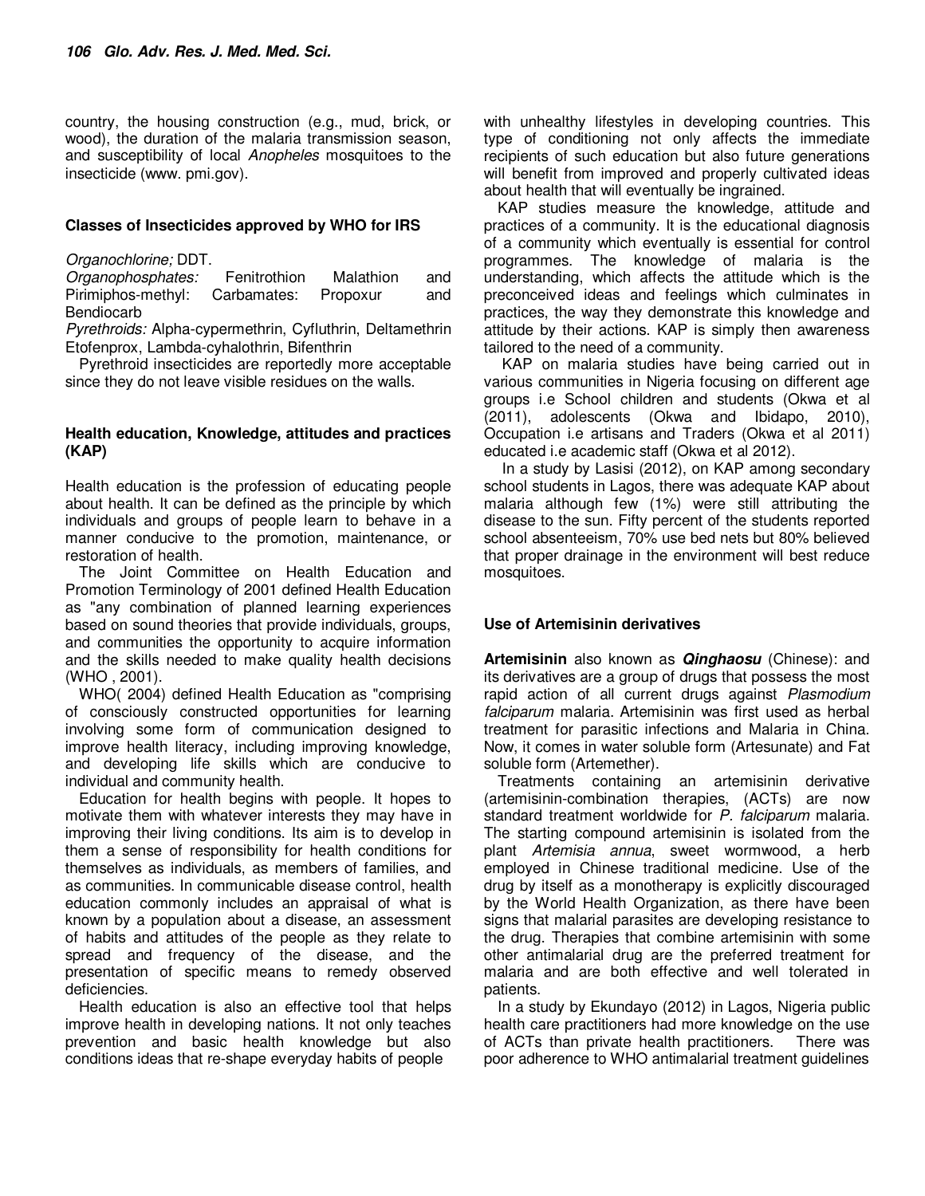country, the housing construction (e.g., mud, brick, or wood), the duration of the malaria transmission season, and susceptibility of local *Anopheles* mosquitoes to the insecticide (www. pmi.gov).

### Classes of Insecticides approved by WHO for IRS

*Organochlorine;* DDT.
*Organophosphates:* Fenitrothion Malathion and Pirimiphos-methyl: Carbamates: Propoxur and Bendiocarb
*Pyrethroids:* Alpha-cypermethrin, Cyfluthrin, Deltamethrin Etofenprox, Lambda-cyhalothrin, Bifenthrin

Pyrethroid insecticides are reportedly more acceptable since they do not leave visible residues on the walls.

### Health education, Knowledge, attitudes and practices (KAP)

Health education is the profession of educating people about health. It can be defined as the principle by which individuals and groups of people learn to behave in a manner conducive to the promotion, maintenance, or restoration of health.

The Joint Committee on Health Education and Promotion Terminology of 2001 defined Health Education as "any combination of planned learning experiences based on sound theories that provide individuals, groups, and communities the opportunity to acquire information and the skills needed to make quality health decisions (WHO , 2001).

WHO( 2004) defined Health Education as "comprising of consciously constructed opportunities for learning involving some form of communication designed to improve health literacy, including improving knowledge, and developing life skills which are conducive to individual and community health.

Education for health begins with people. It hopes to motivate them with whatever interests they may have in improving their living conditions. Its aim is to develop in them a sense of responsibility for health conditions for themselves as individuals, as members of families, and as communities. In communicable disease control, health education commonly includes an appraisal of what is known by a population about a disease, an assessment of habits and attitudes of the people as they relate to spread and frequency of the disease, and the presentation of specific means to remedy observed deficiencies.

Health education is also an effective tool that helps improve health in developing nations. It not only teaches prevention and basic health knowledge but also conditions ideas that re-shape everyday habits of people with unhealthy lifestyles in developing countries. This type of conditioning not only affects the immediate recipients of such education but also future generations will benefit from improved and properly cultivated ideas about health that will eventually be ingrained.

KAP studies measure the knowledge, attitude and practices of a community. It is the educational diagnosis of a community which eventually is essential for control programmes. The knowledge of malaria is the understanding, which affects the attitude which is the preconceived ideas and feelings which culminates in practices, the way they demonstrate this knowledge and attitude by their actions. KAP is simply then awareness tailored to the need of a community.

KAP on malaria studies have being carried out in various communities in Nigeria focusing on different age groups i.e School children and students (Okwa et al (2011), adolescents (Okwa and Ibidapo, 2010), Occupation i.e artisans and Traders (Okwa et al 2011) educated i.e academic staff (Okwa et al 2012).

In a study by Lasisi (2012), on KAP among secondary school students in Lagos, there was adequate KAP about malaria although few (1%) were still attributing the disease to the sun. Fifty percent of the students reported school absenteeism, 70% use bed nets but 80% believed that proper drainage in the environment will best reduce mosquitoes.

### Use of Artemisinin derivatives

**Artemisinin** also known as ***Qinghaosu*** (Chinese): and its derivatives are a group of drugs that possess the most rapid action of all current drugs against *Plasmodium falciparum* malaria. Artemisinin was first used as herbal treatment for parasitic infections and Malaria in China. Now, it comes in water soluble form (Artesunate) and Fat soluble form (Artemether).

Treatments containing an artemisinin derivative (artemisinin-combination therapies, (ACTs) are now standard treatment worldwide for *P. falciparum* malaria. The starting compound artemisinin is isolated from the plant *Artemisia annua*, sweet wormwood, a herb employed in Chinese traditional medicine. Use of the drug by itself as a monotherapy is explicitly discouraged by the World Health Organization, as there have been signs that malarial parasites are developing resistance to the drug. Therapies that combine artemisinin with some other antimalarial drug are the preferred treatment for malaria and are both effective and well tolerated in patients.

In a study by Ekundayo (2012) in Lagos, Nigeria public health care practitioners had more knowledge on the use of ACTs than private health practitioners. There was poor adherence to WHO antimalarial treatment guidelines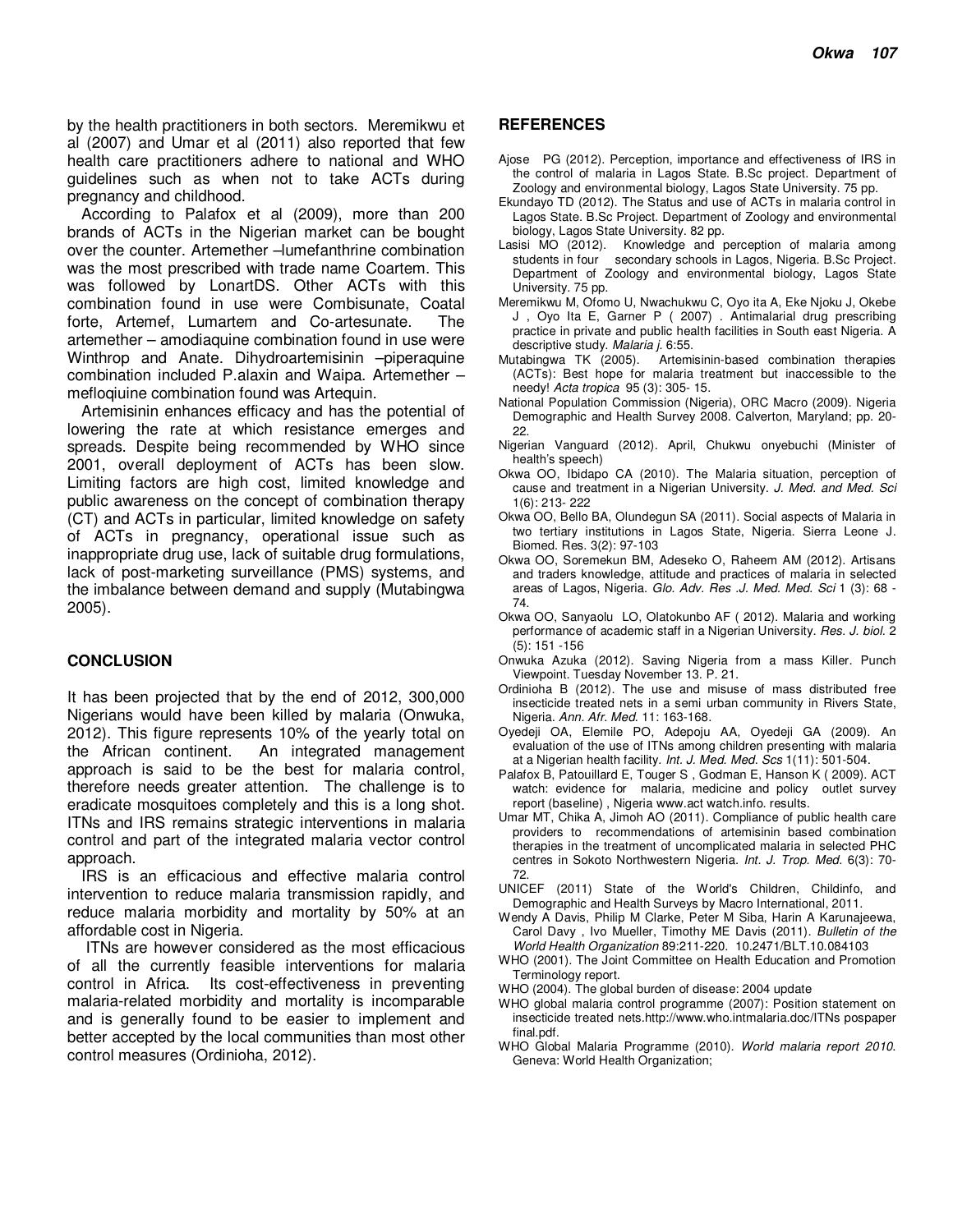by the health practitioners in both sectors. Meremikwu et al (2007) and Umar et al (2011) also reported that few health care practitioners adhere to national and WHO guidelines such as when not to take ACTs during pregnancy and childhood.

According to Palafox et al (2009), more than 200 brands of ACTs in the Nigerian market can be bought over the counter. Artemether –lumefanthrine combination was the most prescribed with trade name Coartem. This was followed by LonartDS. Other ACTs with this combination found in use were Combisunate, Coatal forte, Artemef, Lumartem and Co-artesunate. The artemether – amodiaquine combination found in use were Winthrop and Anate. Dihydroartemisinin –piperaquine combination included P.alaxin and Waipa. Artemether – mefloqiuine combination found was Artequin.

Artemisinin enhances efficacy and has the potential of lowering the rate at which resistance emerges and spreads. Despite being recommended by WHO since 2001, overall deployment of ACTs has been slow. Limiting factors are high cost, limited knowledge and public awareness on the concept of combination therapy (CT) and ACTs in particular, limited knowledge on safety of ACTs in pregnancy, operational issue such as inappropriate drug use, lack of suitable drug formulations, lack of post-marketing surveillance (PMS) systems, and the imbalance between demand and supply (Mutabingwa 2005).

## CONCLUSION

It has been projected that by the end of 2012, 300,000 Nigerians would have been killed by malaria (Onwuka, 2012). This figure represents 10% of the yearly total on the African continent. An integrated management approach is said to be the best for malaria control, therefore needs greater attention. The challenge is to eradicate mosquitoes completely and this is a long shot. ITNs and IRS remains strategic interventions in malaria control and part of the integrated malaria vector control approach.

IRS is an efficacious and effective malaria control intervention to reduce malaria transmission rapidly, and reduce malaria morbidity and mortality by 50% at an affordable cost in Nigeria.

ITNs are however considered as the most efficacious of all the currently feasible interventions for malaria control in Africa. Its cost-effectiveness in preventing malaria-related morbidity and mortality is incomparable and is generally found to be easier to implement and better accepted by the local communities than most other control measures (Ordinioha, 2012).

## REFERENCES

Ajose PG (2012). Perception, importance and effectiveness of IRS in the control of malaria in Lagos State. B.Sc project. Department of Zoology and environmental biology, Lagos State University. 75 pp.

Ekundayo TD (2012). The Status and use of ACTs in malaria control in Lagos State. B.Sc Project. Department of Zoology and environmental biology, Lagos State University. 82 pp.

Lasisi MO (2012). Knowledge and perception of malaria among students in four secondary schools in Lagos, Nigeria. B.Sc Project. Department of Zoology and environmental biology, Lagos State University. 75 pp.

Meremikwu M, Ofomo U, Nwachukwu C, Oyo ita A, Eke Njoku J, Okebe J , Oyo Ita E, Garner P ( 2007) . Antimalarial drug prescribing practice in private and public health facilities in South east Nigeria. A descriptive study. *Malaria j.* 6:55.

Mutabingwa TK (2005). Artemisinin-based combination therapies (ACTs): Best hope for malaria treatment but inaccessible to the needy! *Acta tropica* 95 (3): 305- 15.

National Population Commission (Nigeria), ORC Macro (2009). Nigeria Demographic and Health Survey 2008. Calverton, Maryland; pp. 20-22.

Nigerian Vanguard (2012). April, Chukwu onyebuchi (Minister of health's speech)

Okwa OO, Ibidapo CA (2010). The Malaria situation, perception of cause and treatment in a Nigerian University. *J. Med. and Med. Sci* 1(6): 213- 222

Okwa OO, Bello BA, Olundegun SA (2011). Social aspects of Malaria in two tertiary institutions in Lagos State, Nigeria. Sierra Leone J. Biomed. Res. 3(2): 97-103

Okwa OO, Soremekun BM, Adeseko O, Raheem AM (2012). Artisans and traders knowledge, attitude and practices of malaria in selected areas of Lagos, Nigeria. *Glo. Adv. Res .J. Med. Med. Sci* 1 (3): 68 - 74.

Okwa OO, Sanyaolu LO, Olatokunbo AF ( 2012). Malaria and working performance of academic staff in a Nigerian University. *Res. J. biol.* 2 (5): 151 -156

Onwuka Azuka (2012). Saving Nigeria from a mass Killer. Punch Viewpoint. Tuesday November 13. P. 21.

Ordinioha B (2012). The use and misuse of mass distributed free insecticide treated nets in a semi urban community in Rivers State, Nigeria. *Ann. Afr. Med*. 11: 163-168.

Oyedeji OA, Elemile PO, Adepoju AA, Oyedeji GA (2009). An evaluation of the use of ITNs among children presenting with malaria at a Nigerian health facility. *Int. J. Med. Med. Scs* 1(11): 501-504.

Palafox B, Patouillard E, Touger S , Godman E, Hanson K ( 2009). ACT watch: evidence for malaria, medicine and policy outlet survey report (baseline) , Nigeria www.act watch.info. results.

Umar MT, Chika A, Jimoh AO (2011). Compliance of public health care providers to recommendations of artemisinin based combination therapies in the treatment of uncomplicated malaria in selected PHC centres in Sokoto Northwestern Nigeria. *Int. J. Trop. Med.* 6(3): 70-72.

UNICEF (2011) State of the World's Children, Childinfo, and Demographic and Health Surveys by Macro International, 2011.

Wendy A Davis, Philip M Clarke, Peter M Siba, Harin A Karunajeewa, Carol Davy , Ivo Mueller, Timothy ME Davis (2011). *Bulletin of the World Health Organization* 89:211-220. 10.2471/BLT.10.084103

WHO (2001). The Joint Committee on Health Education and Promotion Terminology report.

WHO (2004). The global burden of disease: 2004 update

WHO global malaria control programme (2007): Position statement on insecticide treated nets.http://www.who.intmalaria.doc/ITNs pospaper final.pdf.

WHO Global Malaria Programme (2010). *World malaria report 2010*. Geneva: World Health Organization;